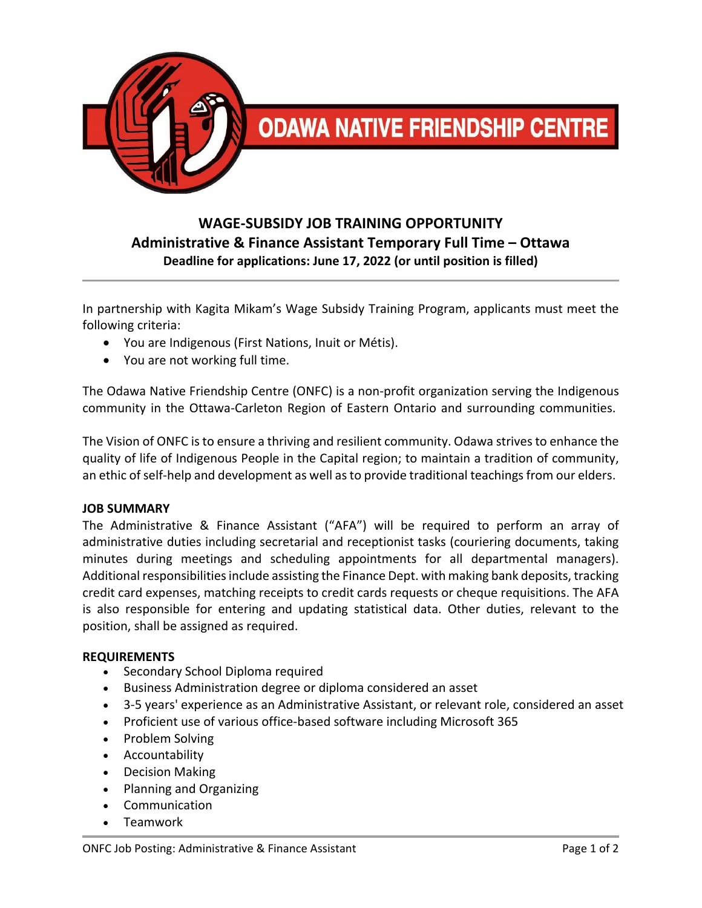# ODAWA NATIVE FRIENDSHIP CENTRE

## WAGE-SUBSIDY JOB TRAINING OPPORTUNITY
## Administrative & Finance Assistant Temporary Full Time – Ottawa
**Deadline for applications: June 17, 2022 (or until position is filled)**

---

In partnership with Kagita Mikam's Wage Subsidy Training Program, applicants must meet the following criteria:

- You are Indigenous (First Nations, Inuit or Métis).
- You are not working full time.

The Odawa Native Friendship Centre (ONFC) is a non-profit organization serving the Indigenous community in the Ottawa-Carleton Region of Eastern Ontario and surrounding communities.

The Vision of ONFC is to ensure a thriving and resilient community. Odawa strives to enhance the quality of life of Indigenous People in the Capital region; to maintain a tradition of community, an ethic of self-help and development as well as to provide traditional teachings from our elders.

**JOB SUMMARY**

The Administrative & Finance Assistant ("AFA") will be required to perform an array of administrative duties including secretarial and receptionist tasks (couriering documents, taking minutes during meetings and scheduling appointments for all departmental managers). Additional responsibilities include assisting the Finance Dept. with making bank deposits, tracking credit card expenses, matching receipts to credit cards requests or cheque requisitions. The AFA is also responsible for entering and updating statistical data. Other duties, relevant to the position, shall be assigned as required.

**REQUIREMENTS**

- Secondary School Diploma required
- Business Administration degree or diploma considered an asset
- 3-5 years' experience as an Administrative Assistant, or relevant role, considered an asset
- Proficient use of various office-based software including Microsoft 365
- Problem Solving
- Accountability
- Decision Making
- Planning and Organizing
- Communication
- Teamwork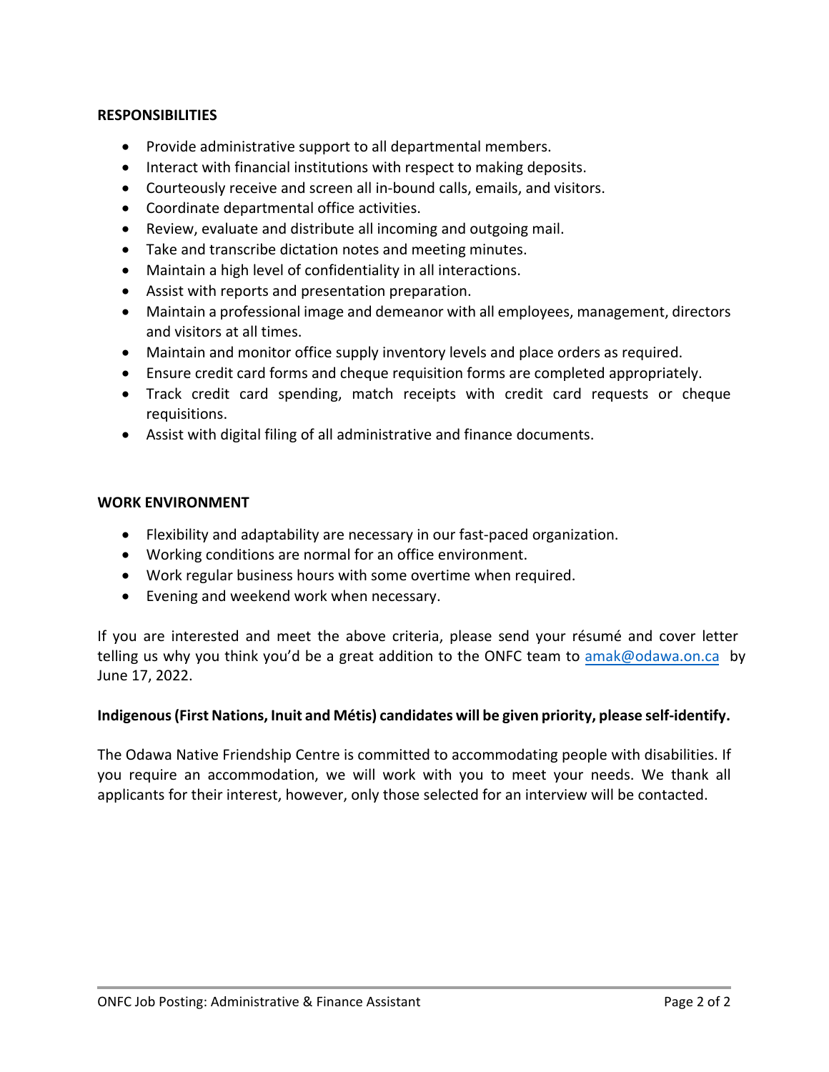## RESPONSIBILITIES

- Provide administrative support to all departmental members.
- Interact with financial institutions with respect to making deposits.
- Courteously receive and screen all in-bound calls, emails, and visitors.
- Coordinate departmental office activities.
- Review, evaluate and distribute all incoming and outgoing mail.
- Take and transcribe dictation notes and meeting minutes.
- Maintain a high level of confidentiality in all interactions.
- Assist with reports and presentation preparation.
- Maintain a professional image and demeanor with all employees, management, directors and visitors at all times.
- Maintain and monitor office supply inventory levels and place orders as required.
- Ensure credit card forms and cheque requisition forms are completed appropriately.
- Track credit card spending, match receipts with credit card requests or cheque requisitions.
- Assist with digital filing of all administrative and finance documents.

## WORK ENVIRONMENT

- Flexibility and adaptability are necessary in our fast-paced organization.
- Working conditions are normal for an office environment.
- Work regular business hours with some overtime when required.
- Evening and weekend work when necessary.

If you are interested and meet the above criteria, please send your résumé and cover letter telling us why you think you'd be a great addition to the ONFC team to [amak@odawa.on.ca](mailto:amak@odawa.on.ca) by June 17, 2022.

**Indigenous (First Nations, Inuit and Métis) candidates will be given priority, please self-identify.**

The Odawa Native Friendship Centre is committed to accommodating people with disabilities. If you require an accommodation, we will work with you to meet your needs. We thank all applicants for their interest, however, only those selected for an interview will be contacted.